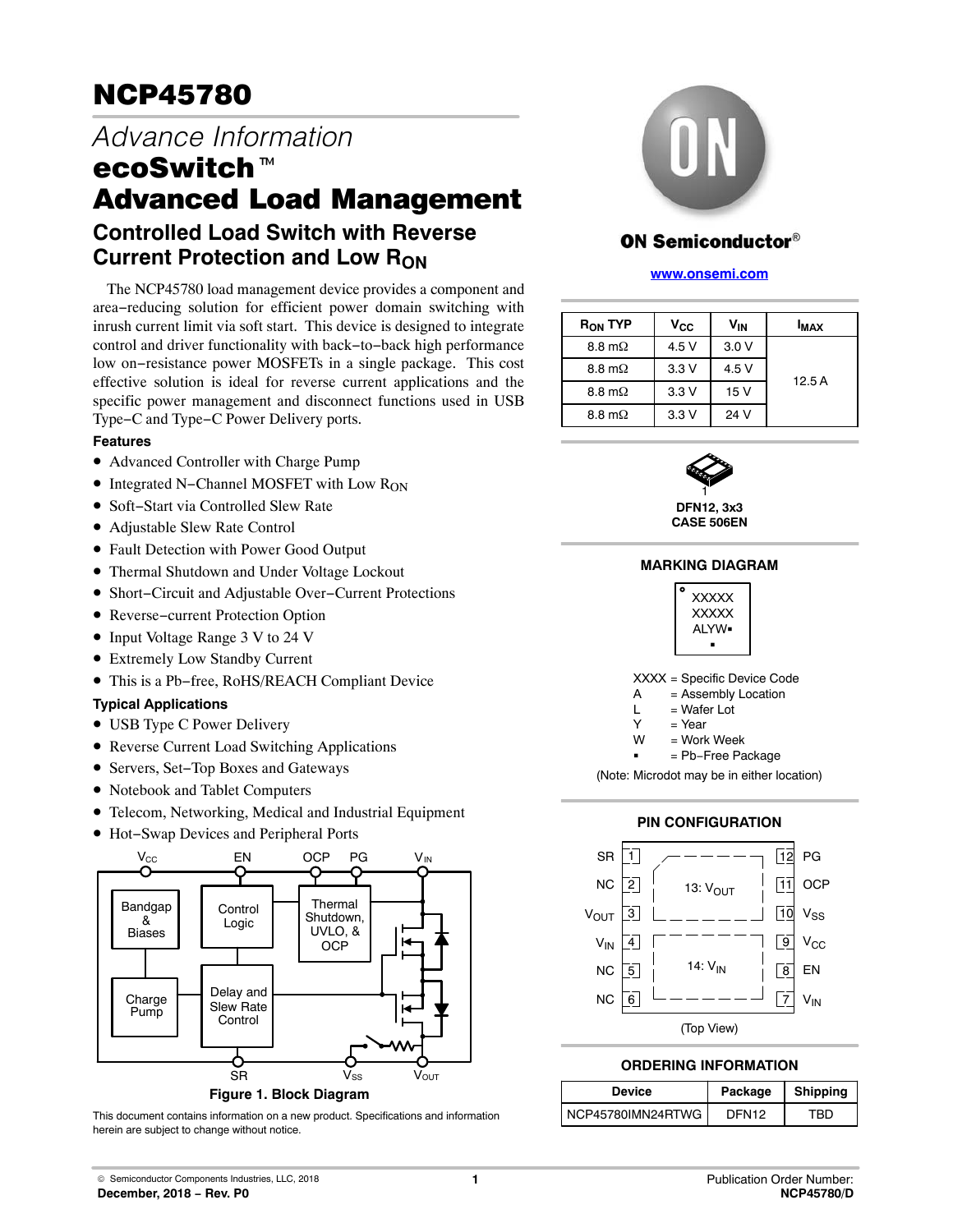# NCP45780

## Advance Information

# ecoSwitch™ Advanced Load Management

## Controlled Load Switch with Reverse Current Protection and Low $R_{ON}$

The NCP45780 load management device provides a component and area−reducing solution for efficient power domain switching with inrush current limit via soft start. This device is designed to integrate control and driver functionality with back−to−back high performance low on−resistance power MOSFETs in a single package. This cost effective solution is ideal for reverse current applications and the specific power management and disconnect functions used in USB Type−C and Type−C Power Delivery ports.

### Features

- Advanced Controller with Charge Pump
- Integrated N−Channel MOSFET with Low $R_{ON}$
- Soft−Start via Controlled Slew Rate
- Adjustable Slew Rate Control
- Fault Detection with Power Good Output
- Thermal Shutdown and Under Voltage Lockout
- Short−Circuit and Adjustable Over−Current Protections
- Reverse−current Protection Option
- Input Voltage Range 3 V to 24 V
- Extremely Low Standby Current
- This is a Pb−free, RoHS/REACH Compliant Device

### Typical Applications

- USB Type C Power Delivery
- Reverse Current Load Switching Applications
- Servers, Set−Top Boxes and Gateways
- Notebook and Tablet Computers
- Telecom, Networking, Medical and Industrial Equipment
- Hot−Swap Devices and Peripheral Ports

**Figure 1. Block Diagram**

This document contains information on a new product. Specifications and information herein are subject to change without notice.

ON Semiconductor®

www.onsemi.com

| $R_{ON}$ TYP | $V_{CC}$ | $V_{IN}$ | $I_{MAX}$ |
|---|---|---|---|
| 8.8 mΩ | 4.5 V | 3.0 V | 12.5 A |
| 8.8 mΩ | 3.3 V | 4.5 V | |
| 8.8 mΩ | 3.3 V | 15 V | |
| 8.8 mΩ | 3.3 V | 24 V | |

**DFN12, 3x3**
**CASE 506EN**

### MARKING DIAGRAM

XXXXX
XXXXX
ALYW▪
▪

XXXX = Specific Device Code
A = Assembly Location
L = Wafer Lot
Y = Year
W = Work Week
▪ = Pb−Free Package

(Note: Microdot may be in either location)

### PIN CONFIGURATION

| Pin | Name | Pin | Name |
|---|---|---|---|
| 1 | SR | 12 | PG |
| 2 | NC | 11 | OCP |
| 3 | $V_{OUT}$ | 10 | $V_{SS}$ |
| 4 | $V_{IN}$ | 9 | $V_{CC}$ |
| 5 | NC | 8 | EN |
| 6 | NC | 7 | $V_{IN}$ |

13: $V_{OUT}$
14: $V_{IN}$

(Top View)

### ORDERING INFORMATION

| Device | Package | Shipping |
|---|---|---|
| NCP45780IMN24RTWG | DFN12 | TBD |

© Semiconductor Components Industries, LLC, 2018
December, 2018 − Rev. P0

Publication Order Number:
NCP45780/D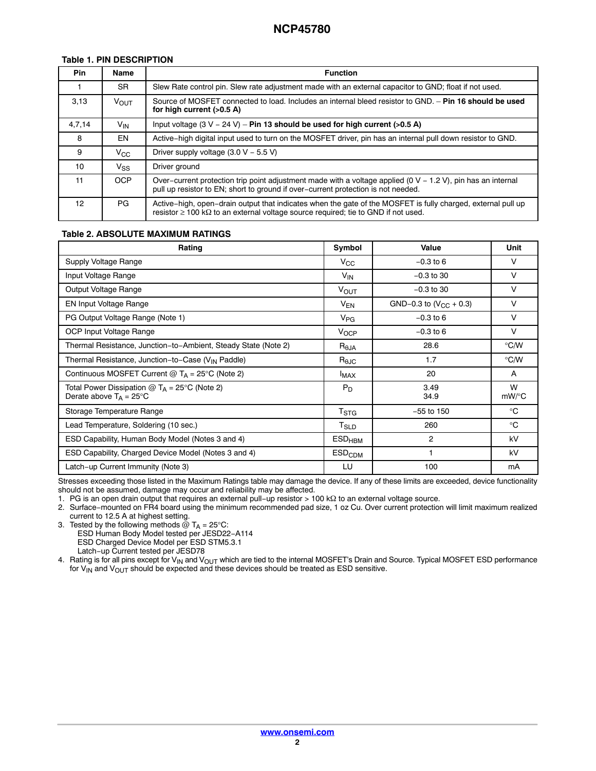**Table 1. PIN DESCRIPTION**

| Pin | Name | Function |
|---|---|---|
| 1 | SR | Slew Rate control pin. Slew rate adjustment made with an external capacitor to GND; float if not used. |
| 3,13 | $V_{OUT}$ | Source of MOSFET connected to load. Includes an internal bleed resistor to GND. – **Pin 16 should be used for high current (>0.5 A)** |
| 4,7,14 | $V_{IN}$ | Input voltage (3 V – 24 V) – **Pin 13 should be used for high current (>0.5 A)** |
| 8 | EN | Active−high digital input used to turn on the MOSFET driver, pin has an internal pull down resistor to GND. |
| 9 | $V_{CC}$ | Driver supply voltage (3.0 V – 5.5 V) |
| 10 | $V_{SS}$ | Driver ground |
| 11 | OCP | Over−current protection trip point adjustment made with a voltage applied (0 V – 1.2 V), pin has an internal pull up resistor to EN; short to ground if over−current protection is not needed. |
| 12 | PG | Active−high, open−drain output that indicates when the gate of the MOSFET is fully charged, external pull up resistor ≥ 100 kΩ to an external voltage source required; tie to GND if not used. |

**Table 2. ABSOLUTE MAXIMUM RATINGS**

| Rating | Symbol | Value | Unit |
|---|---|---|---|
| Supply Voltage Range | $V_{CC}$ | −0.3 to 6 | V |
| Input Voltage Range | $V_{IN}$ | −0.3 to 30 | V |
| Output Voltage Range | $V_{OUT}$ | −0.3 to 30 | V |
| EN Input Voltage Range | $V_{EN}$ | GND−0.3 to ($V_{CC}$ + 0.3) | V |
| PG Output Voltage Range (Note 1) | $V_{PG}$ | −0.3 to 6 | V |
| OCP Input Voltage Range | $V_{OCP}$ | −0.3 to 6 | V |
| Thermal Resistance, Junction−to−Ambient, Steady State (Note 2) | $R_{\theta JA}$ | 28.6 | °C/W |
| Thermal Resistance, Junction−to−Case ($V_{IN}$ Paddle) | $R_{\theta JC}$ | 1.7 | °C/W |
| Continuous MOSFET Current @ $T_A$ = 25°C (Note 2) | $I_{MAX}$ | 20 | A |
| Total Power Dissipation @ $T_A$ = 25°C (Note 2)<br>Derate above $T_A$ = 25°C | $P_D$ | 3.49<br>34.9 | W<br>mW/°C |
| Storage Temperature Range | $T_{STG}$ | −55 to 150 | °C |
| Lead Temperature, Soldering (10 sec.) | $T_{SLD}$ | 260 | °C |
| ESD Capability, Human Body Model (Notes 3 and 4) | $ESD_{HBM}$ | 2 | kV |
| ESD Capability, Charged Device Model (Notes 3 and 4) | $ESD_{CDM}$ | 1 | kV |
| Latch−up Current Immunity (Note 3) | LU | 100 | mA |

Stresses exceeding those listed in the Maximum Ratings table may damage the device. If any of these limits are exceeded, device functionality should not be assumed, damage may occur and reliability may be affected.

1. PG is an open drain output that requires an external pull−up resistor > 100 kΩ to an external voltage source.
2. Surface−mounted on FR4 board using the minimum recommended pad size, 1 oz Cu. Over current protection will limit maximum realized current to 12.5 A at highest setting.
3. Tested by the following methods @ $T_A$ = 25°C:
   ESD Human Body Model tested per JESD22−A114
   ESD Charged Device Model per ESD STM5.3.1
   Latch−up Current tested per JESD78
4. Rating is for all pins except for $V_{IN}$ and $V_{OUT}$ which are tied to the internal MOSFET's Drain and Source. Typical MOSFET ESD performance for $V_{IN}$ and $V_{OUT}$ should be expected and these devices should be treated as ESD sensitive.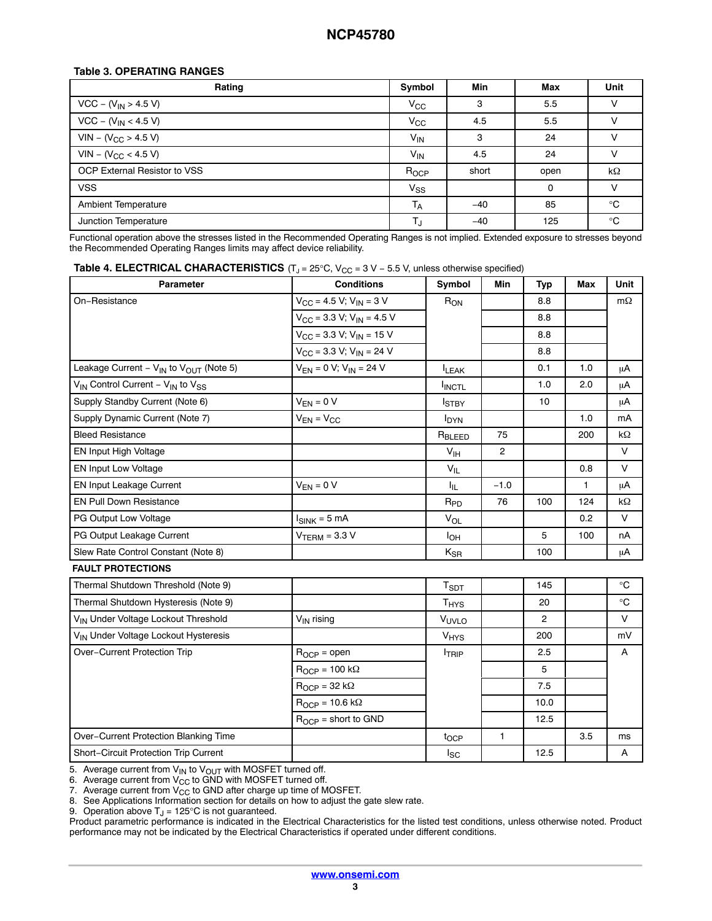**Table 3. OPERATING RANGES**

| Rating | Symbol | Min | Max | Unit |
|---|---|---|---|---|
| VCC – ($V_{IN}$ > 4.5 V) | $V_{CC}$ | 3 | 5.5 | V |
| VCC – ($V_{IN}$ < 4.5 V) | $V_{CC}$ | 4.5 | 5.5 | V |
| VIN – ($V_{CC}$ > 4.5 V) | $V_{IN}$ | 3 | 24 | V |
| VIN – ($V_{CC}$ < 4.5 V) | $V_{IN}$ | 4.5 | 24 | V |
| OCP External Resistor to VSS | $R_{OCP}$ | short | open | kΩ |
| VSS | $V_{SS}$ | | 0 | V |
| Ambient Temperature | $T_A$ | −40 | 85 | °C |
| Junction Temperature | $T_J$ | −40 | 125 | °C |

Functional operation above the stresses listed in the Recommended Operating Ranges is not implied. Extended exposure to stresses beyond the Recommended Operating Ranges limits may affect device reliability.

**Table 4. ELECTRICAL CHARACTERISTICS** ($T_J$ = 25°C, $V_{CC}$ = 3 V − 5.5 V, unless otherwise specified)

| Parameter | Conditions | Symbol | Min | Typ | Max | Unit |
|---|---|---|---|---|---|---|
| On−Resistance | $V_{CC}$ = 4.5 V; $V_{IN}$ = 3 V | $R_{ON}$ | | 8.8 | | mΩ |
| | $V_{CC}$ = 3.3 V; $V_{IN}$ = 4.5 V | | | 8.8 | | |
| | $V_{CC}$ = 3.3 V; $V_{IN}$ = 15 V | | | 8.8 | | |
| | $V_{CC}$ = 3.3 V; $V_{IN}$ = 24 V | | | 8.8 | | |
| Leakage Current – $V_{IN}$ to $V_{OUT}$ (Note 5) | $V_{EN}$ = 0 V; $V_{IN}$ = 24 V | $I_{LEAK}$ | | 0.1 | 1.0 | μA |
| $V_{IN}$ Control Current – $V_{IN}$ to $V_{SS}$ | | $I_{INCTL}$ | | 1.0 | 2.0 | μA |
| Supply Standby Current (Note 6) | $V_{EN}$ = 0 V | $I_{STBY}$ | | 10 | | μA |
| Supply Dynamic Current (Note 7) | $V_{EN}$ = $V_{CC}$ | $I_{DYN}$ | | | 1.0 | mA |
| Bleed Resistance | | $R_{BLEED}$ | 75 | | 200 | kΩ |
| EN Input High Voltage | | $V_{IH}$ | 2 | | | V |
| EN Input Low Voltage | | $V_{IL}$ | | | 0.8 | V |
| EN Input Leakage Current | $V_{EN}$ = 0 V | $I_{IL}$ | −1.0 | | 1 | μA |
| EN Pull Down Resistance | | $R_{PD}$ | 76 | 100 | 124 | kΩ |
| PG Output Low Voltage | $I_{SINK}$ = 5 mA | $V_{OL}$ | | | 0.2 | V |
| PG Output Leakage Current | $V_{TERM}$ = 3.3 V | $I_{OH}$ | | 5 | 100 | nA |
| Slew Rate Control Constant (Note 8) | | $K_{SR}$ | | 100 | | μA |
| **FAULT PROTECTIONS** | | | | | | |
| Thermal Shutdown Threshold (Note 9) | | $T_{SDT}$ | | 145 | | °C |
| Thermal Shutdown Hysteresis (Note 9) | | $T_{HYS}$ | | 20 | | °C |
| $V_{IN}$ Under Voltage Lockout Threshold | $V_{IN}$ rising | $V_{UVLO}$ | | 2 | | V |
| $V_{IN}$ Under Voltage Lockout Hysteresis | | $V_{HYS}$ | | 200 | | mV |
| Over−Current Protection Trip | $R_{OCP}$ = open | $I_{TRIP}$ | | 2.5 | | A |
| | $R_{OCP}$ = 100 kΩ | | | 5 | | |
| | $R_{OCP}$ = 32 kΩ | | | 7.5 | | |
| | $R_{OCP}$ = 10.6 kΩ | | | 10.0 | | |
| | $R_{OCP}$ = short to GND | | | 12.5 | | |
| Over−Current Protection Blanking Time | | $t_{OCP}$ | 1 | | 3.5 | ms |
| Short−Circuit Protection Trip Current | | $I_{SC}$ | | 12.5 | | A |

5. Average current from $V_{IN}$ to $V_{OUT}$ with MOSFET turned off.
6. Average current from $V_{CC}$ to GND with MOSFET turned off.
7. Average current from $V_{CC}$ to GND after charge up time of MOSFET.
8. See Applications Information section for details on how to adjust the gate slew rate.
9. Operation above $T_J$ = 125°C is not guaranteed.

Product parametric performance is indicated in the Electrical Characteristics for the listed test conditions, unless otherwise noted. Product performance may not be indicated by the Electrical Characteristics if operated under different conditions.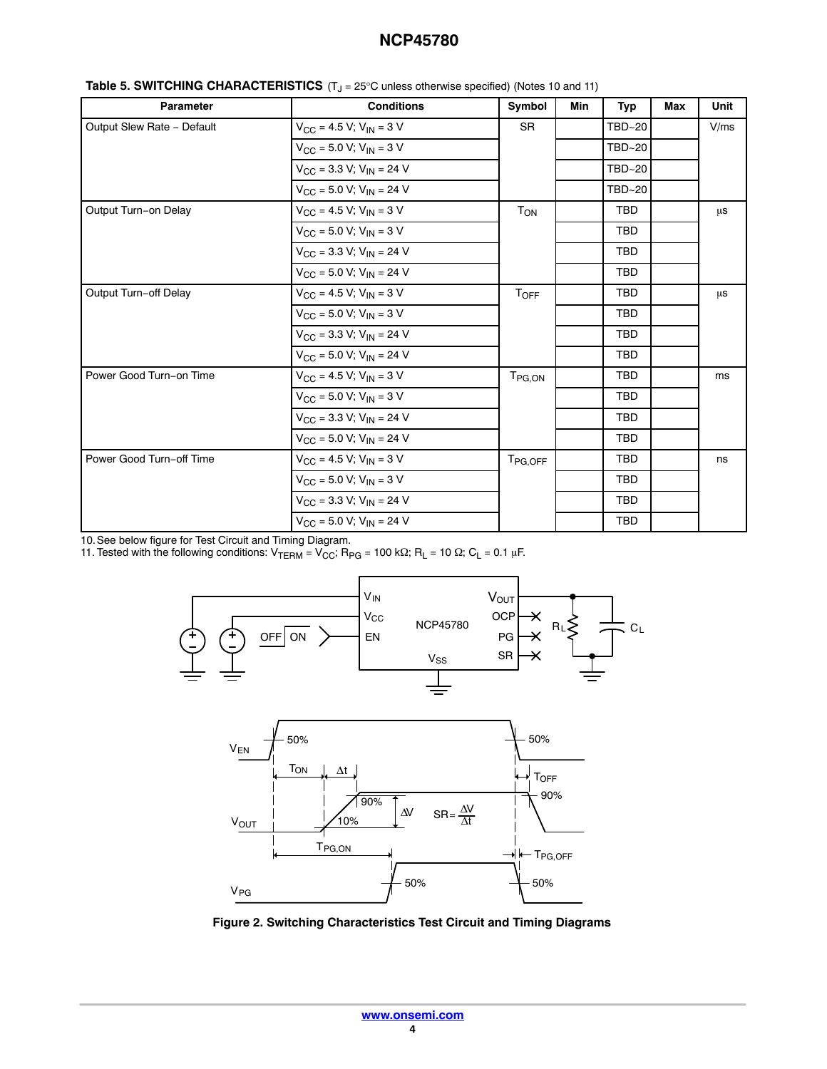**Table 5. SWITCHING CHARACTERISTICS** ($T_J$ = 25°C unless otherwise specified) (Notes 10 and 11)

| Parameter | Conditions | Symbol | Min | Typ | Max | Unit |
|---|---|---|---|---|---|---|
| Output Slew Rate – Default | $V_{CC}$ = 4.5 V; $V_{IN}$ = 3 V | SR | | TBD~20 | | V/ms |
| | $V_{CC}$ = 5.0 V; $V_{IN}$ = 3 V | | | TBD~20 | | |
| | $V_{CC}$ = 3.3 V; $V_{IN}$ = 24 V | | | TBD~20 | | |
| | $V_{CC}$ = 5.0 V; $V_{IN}$ = 24 V | | | TBD~20 | | |
| Output Turn–on Delay | $V_{CC}$ = 4.5 V; $V_{IN}$ = 3 V | $T_{ON}$ | | TBD | | μs |
| | $V_{CC}$ = 5.0 V; $V_{IN}$ = 3 V | | | TBD | | |
| | $V_{CC}$ = 3.3 V; $V_{IN}$ = 24 V | | | TBD | | |
| | $V_{CC}$ = 5.0 V; $V_{IN}$ = 24 V | | | TBD | | |
| Output Turn–off Delay | $V_{CC}$ = 4.5 V; $V_{IN}$ = 3 V | $T_{OFF}$ | | TBD | | μs |
| | $V_{CC}$ = 5.0 V; $V_{IN}$ = 3 V | | | TBD | | |
| | $V_{CC}$ = 3.3 V; $V_{IN}$ = 24 V | | | TBD | | |
| | $V_{CC}$ = 5.0 V; $V_{IN}$ = 24 V | | | TBD | | |
| Power Good Turn–on Time | $V_{CC}$ = 4.5 V; $V_{IN}$ = 3 V | $T_{PG,ON}$ | | TBD | | ms |
| | $V_{CC}$ = 5.0 V; $V_{IN}$ = 3 V | | | TBD | | |
| | $V_{CC}$ = 3.3 V; $V_{IN}$ = 24 V | | | TBD | | |
| | $V_{CC}$ = 5.0 V; $V_{IN}$ = 24 V | | | TBD | | |
| Power Good Turn–off Time | $V_{CC}$ = 4.5 V; $V_{IN}$ = 3 V | $T_{PG,OFF}$ | | TBD | | ns |
| | $V_{CC}$ = 5.0 V; $V_{IN}$ = 3 V | | | TBD | | |
| | $V_{CC}$ = 3.3 V; $V_{IN}$ = 24 V | | | TBD | | |
| | $V_{CC}$ = 5.0 V; $V_{IN}$ = 24 V | | | TBD | | |

10. See below figure for Test Circuit and Timing Diagram.
11. Tested with the following conditions: $V_{TERM}$ = $V_{CC}$; $R_{PG}$ = 100 kΩ; $R_L$ = 10 Ω; $C_L$ = 0.1 μF.

**Figure 2. Switching Characteristics Test Circuit and Timing Diagrams**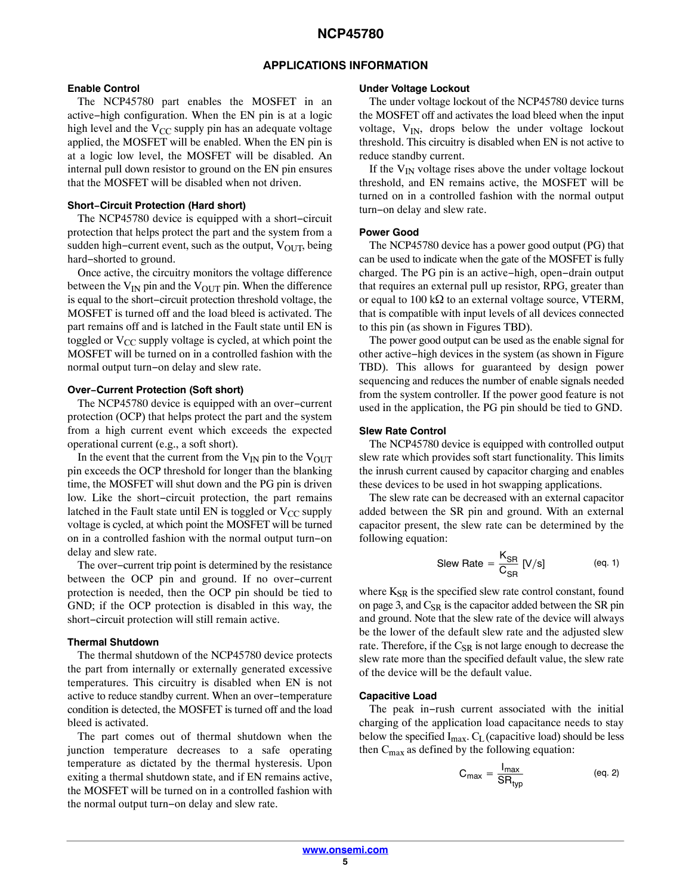## APPLICATIONS INFORMATION

### Enable Control

The NCP45780 part enables the MOSFET in an active−high configuration. When the EN pin is at a logic high level and the $V_{CC}$ supply pin has an adequate voltage applied, the MOSFET will be enabled. When the EN pin is at a logic low level, the MOSFET will be disabled. An internal pull down resistor to ground on the EN pin ensures that the MOSFET will be disabled when not driven.

### Short−Circuit Protection (Hard short)

The NCP45780 device is equipped with a short−circuit protection that helps protect the part and the system from a sudden high−current event, such as the output, $V_{OUT}$, being hard−shorted to ground.

Once active, the circuitry monitors the voltage difference between the $V_{IN}$ pin and the $V_{OUT}$ pin. When the difference is equal to the short−circuit protection threshold voltage, the MOSFET is turned off and the load bleed is activated. The part remains off and is latched in the Fault state until EN is toggled or $V_{CC}$ supply voltage is cycled, at which point the MOSFET will be turned on in a controlled fashion with the normal output turn−on delay and slew rate.

### Over−Current Protection (Soft short)

The NCP45780 device is equipped with an over−current protection (OCP) that helps protect the part and the system from a high current event which exceeds the expected operational current (e.g., a soft short).

In the event that the current from the $V_{IN}$ pin to the $V_{OUT}$ pin exceeds the OCP threshold for longer than the blanking time, the MOSFET will shut down and the PG pin is driven low. Like the short−circuit protection, the part remains latched in the Fault state until EN is toggled or $V_{CC}$ supply voltage is cycled, at which point the MOSFET will be turned on in a controlled fashion with the normal output turn−on delay and slew rate.

The over−current trip point is determined by the resistance between the OCP pin and ground. If no over−current protection is needed, then the OCP pin should be tied to GND; if the OCP protection is disabled in this way, the short−circuit protection will still remain active.

### Thermal Shutdown

The thermal shutdown of the NCP45780 device protects the part from internally or externally generated excessive temperatures. This circuitry is disabled when EN is not active to reduce standby current. When an over−temperature condition is detected, the MOSFET is turned off and the load bleed is activated.

The part comes out of thermal shutdown when the junction temperature decreases to a safe operating temperature as dictated by the thermal hysteresis. Upon exiting a thermal shutdown state, and if EN remains active, the MOSFET will be turned on in a controlled fashion with the normal output turn−on delay and slew rate.

### Under Voltage Lockout

The under voltage lockout of the NCP45780 device turns the MOSFET off and activates the load bleed when the input voltage, $V_{IN}$, drops below the under voltage lockout threshold. This circuitry is disabled when EN is not active to reduce standby current.

If the $V_{IN}$ voltage rises above the under voltage lockout threshold, and EN remains active, the MOSFET will be turned on in a controlled fashion with the normal output turn−on delay and slew rate.

### Power Good

The NCP45780 device has a power good output (PG) that can be used to indicate when the gate of the MOSFET is fully charged. The PG pin is an active−high, open−drain output that requires an external pull up resistor, RPG, greater than or equal to 100 kΩ to an external voltage source, VTERM, that is compatible with input levels of all devices connected to this pin (as shown in Figures TBD).

The power good output can be used as the enable signal for other active−high devices in the system (as shown in Figure TBD). This allows for guaranteed by design power sequencing and reduces the number of enable signals needed from the system controller. If the power good feature is not used in the application, the PG pin should be tied to GND.

### Slew Rate Control

The NCP45780 device is equipped with controlled output slew rate which provides soft start functionality. This limits the inrush current caused by capacitor charging and enables these devices to be used in hot swapping applications.

The slew rate can be decreased with an external capacitor added between the SR pin and ground. With an external capacitor present, the slew rate can be determined by the following equation:

$$\text{Slew Rate} = \frac{K_{SR}}{C_{SR}} \; [\text{V/s}] \qquad \text{(eq. 1)}$$

where $K_{SR}$ is the specified slew rate control constant, found on page 3, and $C_{SR}$ is the capacitor added between the SR pin and ground. Note that the slew rate of the device will always be the lower of the default slew rate and the adjusted slew rate. Therefore, if the $C_{SR}$ is not large enough to decrease the slew rate more than the specified default value, the slew rate of the device will be the default value.

### Capacitive Load

The peak in−rush current associated with the initial charging of the application load capacitance needs to stay below the specified $I_{max}$. $C_L$ (capacitive load) should be less then $C_{max}$ as defined by the following equation:

$$C_{max} = \frac{I_{max}}{SR_{typ}} \qquad \text{(eq. 2)}$$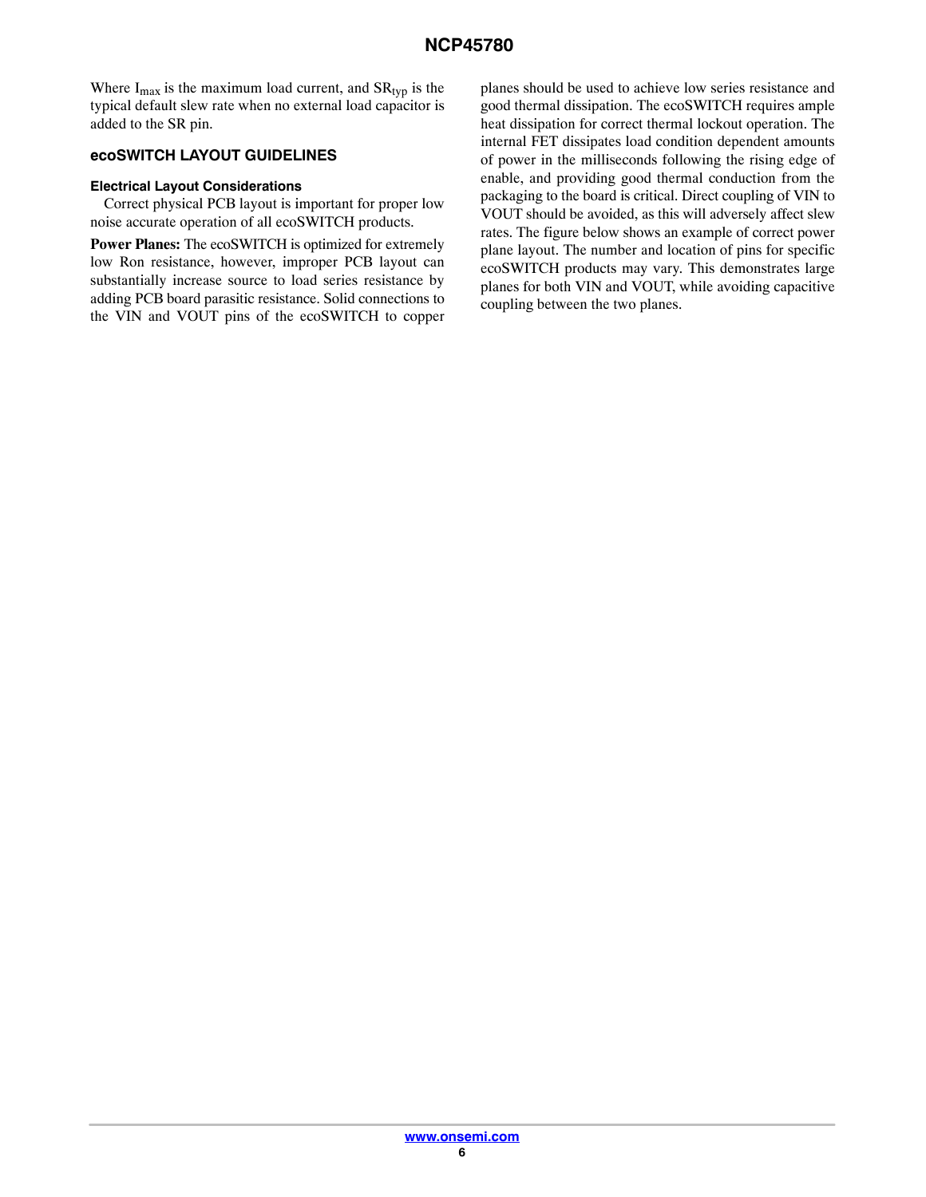Where $I_{max}$ is the maximum load current, and $SR_{typ}$ is the typical default slew rate when no external load capacitor is added to the SR pin.

## ecoSWITCH LAYOUT GUIDELINES

### Electrical Layout Considerations

Correct physical PCB layout is important for proper low noise accurate operation of all ecoSWITCH products.

**Power Planes:** The ecoSWITCH is optimized for extremely low Ron resistance, however, improper PCB layout can substantially increase source to load series resistance by adding PCB board parasitic resistance. Solid connections to the VIN and VOUT pins of the ecoSWITCH to copper planes should be used to achieve low series resistance and good thermal dissipation. The ecoSWITCH requires ample heat dissipation for correct thermal lockout operation. The internal FET dissipates load condition dependent amounts of power in the milliseconds following the rising edge of enable, and providing good thermal conduction from the packaging to the board is critical. Direct coupling of VIN to VOUT should be avoided, as this will adversely affect slew rates. The figure below shows an example of correct power plane layout. The number and location of pins for specific ecoSWITCH products may vary. This demonstrates large planes for both VIN and VOUT, while avoiding capacitive coupling between the two planes.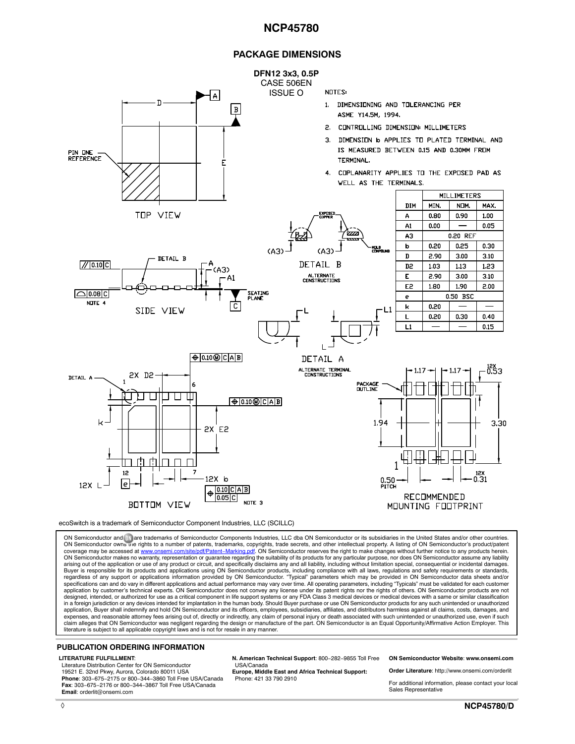## PACKAGE DIMENSIONS

**DFN12 3x3, 0.5P**
CASE 506EN
ISSUE O

NOTES:
1. DIMENSIONING AND TOLERANCING PER ASME Y14.5M, 1994.
2. CONTROLLING DIMENSION: MILLIMETERS
3. DIMENSION b APPLIES TO PLATED TERMINAL AND IS MEASURED BETWEEN 0.15 AND 0.30MM FROM TERMINAL.
4. COPLANARITY APPLIES TO THE EXPOSED PAD AS WELL AS THE TERMINALS.

| DIM | MILLIMETERS MIN. | NOM. | MAX. |
|---|---|---|---|
| A | 0.80 | 0.90 | 1.00 |
| A1 | 0.00 | — | 0.05 |
| A3 | | 0.20 REF | |
| b | 0.20 | 0.25 | 0.30 |
| D | 2.90 | 3.00 | 3.10 |
| D2 | 1.03 | 1.13 | 1.23 |
| E | 2.90 | 3.00 | 3.10 |
| E2 | 1.80 | 1.90 | 2.00 |
| e | | 0.50 BSC | |
| k | 0.20 | — | — |
| L | 0.20 | 0.30 | 0.40 |
| L1 | — | — | 0.15 |

TOP VIEW

PIN ONE REFERENCE

SIDE VIEW

DETAIL B

SEATING PLANE

NOTE 4

DETAIL B
ALTERNATE CONSTRUCTIONS

EXPOSED COPPER

MOLD COMPOUND

DETAIL A
ALTERNATE TERMINAL CONSTRUCTIONS

BOTTOM VIEW

2X D2

2X E2

12X L

12X b

NOTE 3

RECOMMENDED MOUNTING FOOTPRINT

PACKAGE OUTLINE

1.17
1.17
12X 0.53
1.94
3.30
0.50 PITCH
12X 0.31

ecoSwitch is a trademark of Semiconductor Component Industries, LLC (SCILLC)

ON Semiconductor and ON are trademarks of Semiconductor Components Industries, LLC dba ON Semiconductor or its subsidiaries in the United States and/or other countries. ON Semiconductor owns the rights to a number of patents, trademarks, copyrights, trade secrets, and other intellectual property. A listing of ON Semiconductor's product/patent coverage may be accessed at www.onsemi.com/site/pdf/Patent-Marking.pdf. ON Semiconductor reserves the right to make changes without further notice to any products herein. ON Semiconductor makes no warranty, representation or guarantee regarding the suitability of its products for any particular purpose, nor does ON Semiconductor assume any liability arising out of the application or use of any product or circuit, and specifically disclaims any and all liability, including without limitation special, consequential or incidental damages. Buyer is responsible for its products and applications using ON Semiconductor products, including compliance with all laws, regulations and safety requirements or standards, regardless of any support or applications information provided by ON Semiconductor. "Typical" parameters which may be provided in ON Semiconductor data sheets and/or specifications can and do vary in different applications and actual performance may vary over time. All operating parameters, including "Typicals" must be validated for each customer application by customer's technical experts. ON Semiconductor does not convey any license under its patent rights nor the rights of others. ON Semiconductor products are not designed, intended, or authorized for use as a critical component in life support systems or any FDA Class 3 medical devices or medical devices with a same or similar classification in a foreign jurisdiction or any devices intended for implantation in the human body. Should Buyer purchase or use ON Semiconductor products for any such unintended or unauthorized application, Buyer shall indemnify and hold ON Semiconductor and its officers, employees, subsidiaries, affiliates, and distributors harmless against all claims, costs, damages, and expenses, and reasonable attorney fees arising out of, directly or indirectly, any claim of personal injury or death associated with such unintended or unauthorized use, even if such claim alleges that ON Semiconductor was negligent regarding the design or manufacture of the part. ON Semiconductor is an Equal Opportunity/Affirmative Action Employer. This literature is subject to all applicable copyright laws and is not for resale in any manner.

## PUBLICATION ORDERING INFORMATION

**LITERATURE FULFILLMENT**:
Literature Distribution Center for ON Semiconductor
19521 E. 32nd Pkwy, Aurora, Colorado 80011 USA
**Phone**: 303-675-2175 or 800-344-3860 Toll Free USA/Canada
**Fax**: 303-675-2176 or 800-344-3867 Toll Free USA/Canada
**Email**: orderlit@onsemi.com

**N. American Technical Support**: 800-282-9855 Toll Free USA/Canada
**Europe, Middle East and Africa Technical Support:**
Phone: 421 33 790 2910

**ON Semiconductor Website**: **www.onsemi.com**

**Order Literature**: http://www.onsemi.com/orderlit

For additional information, please contact your local Sales Representative

NCP45780/D